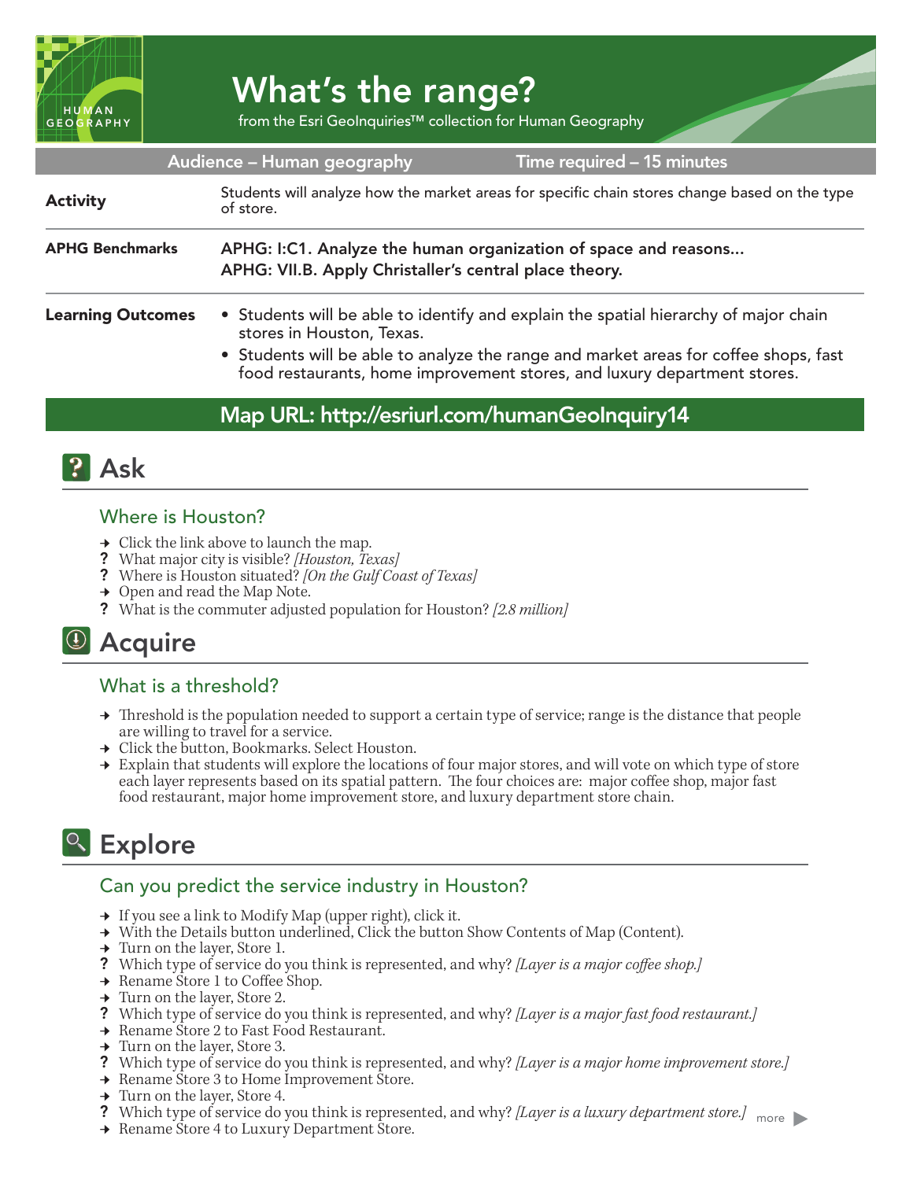# What's the range?

from the Esri GeoInquiries™ collection for Human Geography

| Audience – Human geography | Time required – 15 minutes |
|---|---|

| | |
|---|---|
| **Activity** | Students will analyze how the market areas for specific chain stores change based on the type of store. |
| **APHG Benchmarks** | **APHG: I:C1. Analyze the human organization of space and reasons…**<br>**APHG: VII.B. Apply Christaller's central place theory.** |
| **Learning Outcomes** | • Students will be able to identify and explain the spatial hierarchy of major chain stores in Houston, Texas.<br>• Students will be able to analyze the range and market areas for coffee shops, fast food restaurants, home improvement stores, and luxury department stores. |

**Map URL: http://esriurl.com/humanGeoInquiry14**

## Ask

### Where is Houston?

- → Click the link above to launch the map.
- ? What major city is visible? *[Houston, Texas]*
- ? Where is Houston situated? *[On the Gulf Coast of Texas]*
- → Open and read the Map Note.
- ? What is the commuter adjusted population for Houston? *[2.8 million]*

## Acquire

### What is a threshold?

- → Threshold is the population needed to support a certain type of service; range is the distance that people are willing to travel for a service.
- → Click the button, Bookmarks. Select Houston.
- → Explain that students will explore the locations of four major stores, and will vote on which type of store each layer represents based on its spatial pattern. The four choices are: major coffee shop, major fast food restaurant, major home improvement store, and luxury department store chain.

## Explore

### Can you predict the service industry in Houston?

- → If you see a link to Modify Map (upper right), click it.
- → With the Details button underlined, Click the button Show Contents of Map (Content).
- → Turn on the layer, Store 1.
- ? Which type of service do you think is represented, and why? *[Layer is a major coffee shop.]*
- → Rename Store 1 to Coffee Shop.
- → Turn on the layer, Store 2.
- ? Which type of service do you think is represented, and why? *[Layer is a major fast food restaurant.]*
- → Rename Store 2 to Fast Food Restaurant.
- → Turn on the layer, Store 3.
- ? Which type of service do you think is represented, and why? *[Layer is a major home improvement store.]*
- → Rename Store 3 to Home Improvement Store.
- → Turn on the layer, Store 4.
- ? Which type of service do you think is represented, and why? *[Layer is a luxury department store.]*
- → Rename Store 4 to Luxury Department Store.

more ▶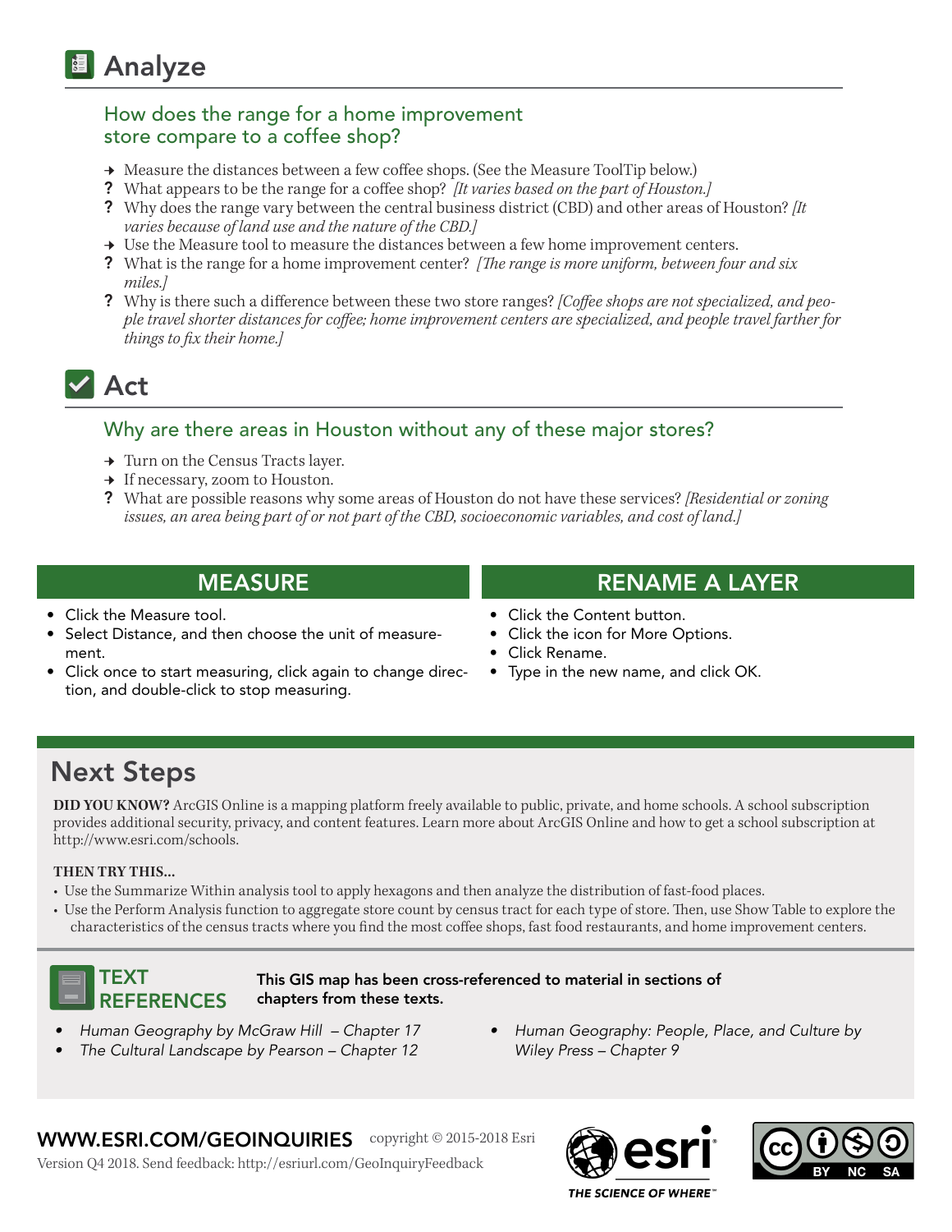## Analyze

### How does the range for a home improvement store compare to a coffee shop?

- → Measure the distances between a few coffee shops. (See the Measure ToolTip below.)
- ? What appears to be the range for a coffee shop? *[It varies based on the part of Houston.]*
- ? Why does the range vary between the central business district (CBD) and other areas of Houston? *[It varies because of land use and the nature of the CBD.]*
- → Use the Measure tool to measure the distances between a few home improvement centers.
- ? What is the range for a home improvement center? *[The range is more uniform, between four and six miles.]*
- ? Why is there such a difference between these two store ranges? *[Coffee shops are not specialized, and people travel shorter distances for coffee; home improvement centers are specialized, and people travel farther for things to fix their home.]*

## Act

### Why are there areas in Houston without any of these major stores?

- → Turn on the Census Tracts layer.
- → If necessary, zoom to Houston.
- ? What are possible reasons why some areas of Houston do not have these services? *[Residential or zoning issues, an area being part of or not part of the CBD, socioeconomic variables, and cost of land.]*

### MEASURE

- Click the Measure tool.
- Select Distance, and then choose the unit of measurement.
- Click once to start measuring, click again to change direction, and double-click to stop measuring.

### RENAME A LAYER

- Click the Content button.
- Click the icon for More Options.
- Click Rename.
- Type in the new name, and click OK.

## Next Steps

**DID YOU KNOW?** ArcGIS Online is a mapping platform freely available to public, private, and home schools. A school subscription provides additional security, privacy, and content features. Learn more about ArcGIS Online and how to get a school subscription at http://www.esri.com/schools.

**THEN TRY THIS...**

- Use the Summarize Within analysis tool to apply hexagons and then analyze the distribution of fast-food places.
- Use the Perform Analysis function to aggregate store count by census tract for each type of store. Then, use Show Table to explore the characteristics of the census tracts where you find the most coffee shops, fast food restaurants, and home improvement centers.

### TEXT REFERENCES

**This GIS map has been cross-referenced to material in sections of chapters from these texts.**

- *Human Geography by McGraw Hill – Chapter 17*
- *The Cultural Landscape by Pearson – Chapter 12*
- *Human Geography: People, Place, and Culture by Wiley Press – Chapter 9*

**WWW.ESRI.COM/GEOINQUIRIES** copyright © 2015-2018 Esri

Version Q4 2018. Send feedback: http://esriurl.com/GeoInquiryFeedback

THE SCIENCE OF WHERE™